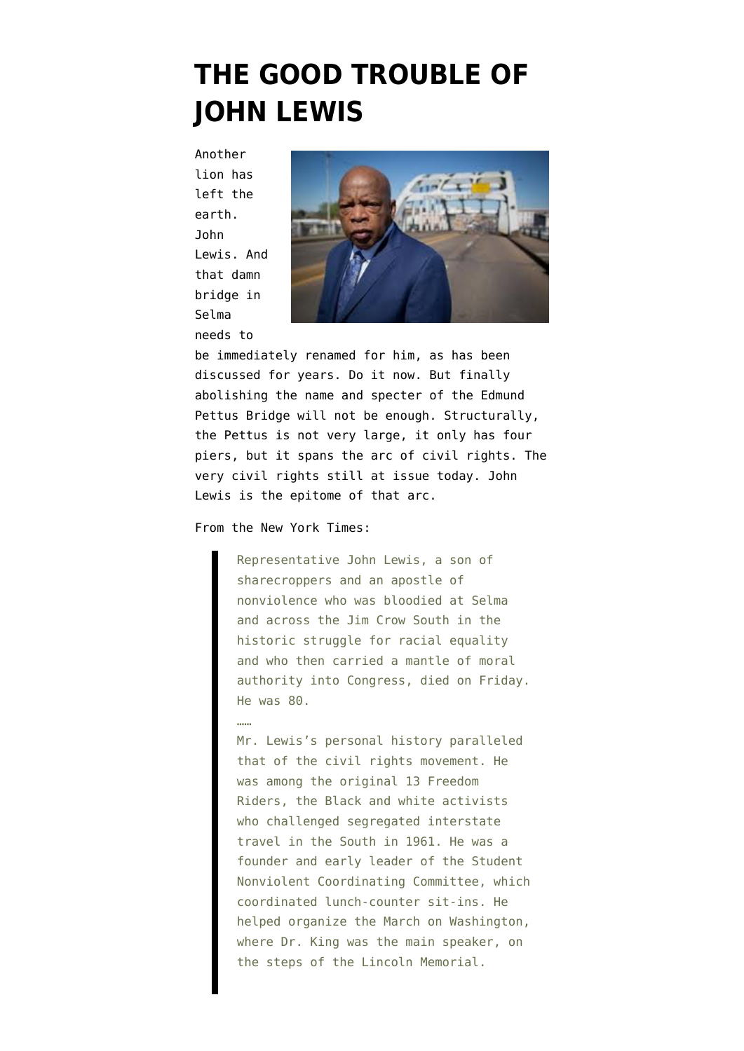# THE GOOD TROUBLE OF JOHN LEWIS

Another lion has left the earth. John Lewis. And that damn bridge in Selma needs to be immediately renamed for him, as has been discussed for years. Do it now. But finally abolishing the name and specter of the Edmund Pettus Bridge will not be enough. Structurally, the Pettus is not very large, it only has four piers, but it spans the arc of civil rights. The very civil rights still at issue today. John Lewis is the epitome of that arc.

From the New York Times:

> Representative John Lewis, a son of sharecroppers and an apostle of nonviolence who was bloodied at Selma and across the Jim Crow South in the historic struggle for racial equality and who then carried a mantle of moral authority into Congress, died on Friday. He was 80.
>
> ……
>
> Mr. Lewis's personal history paralleled that of the civil rights movement. He was among the original 13 Freedom Riders, the Black and white activists who challenged segregated interstate travel in the South in 1961. He was a founder and early leader of the Student Nonviolent Coordinating Committee, which coordinated lunch-counter sit-ins. He helped organize the March on Washington, where Dr. King was the main speaker, on the steps of the Lincoln Memorial.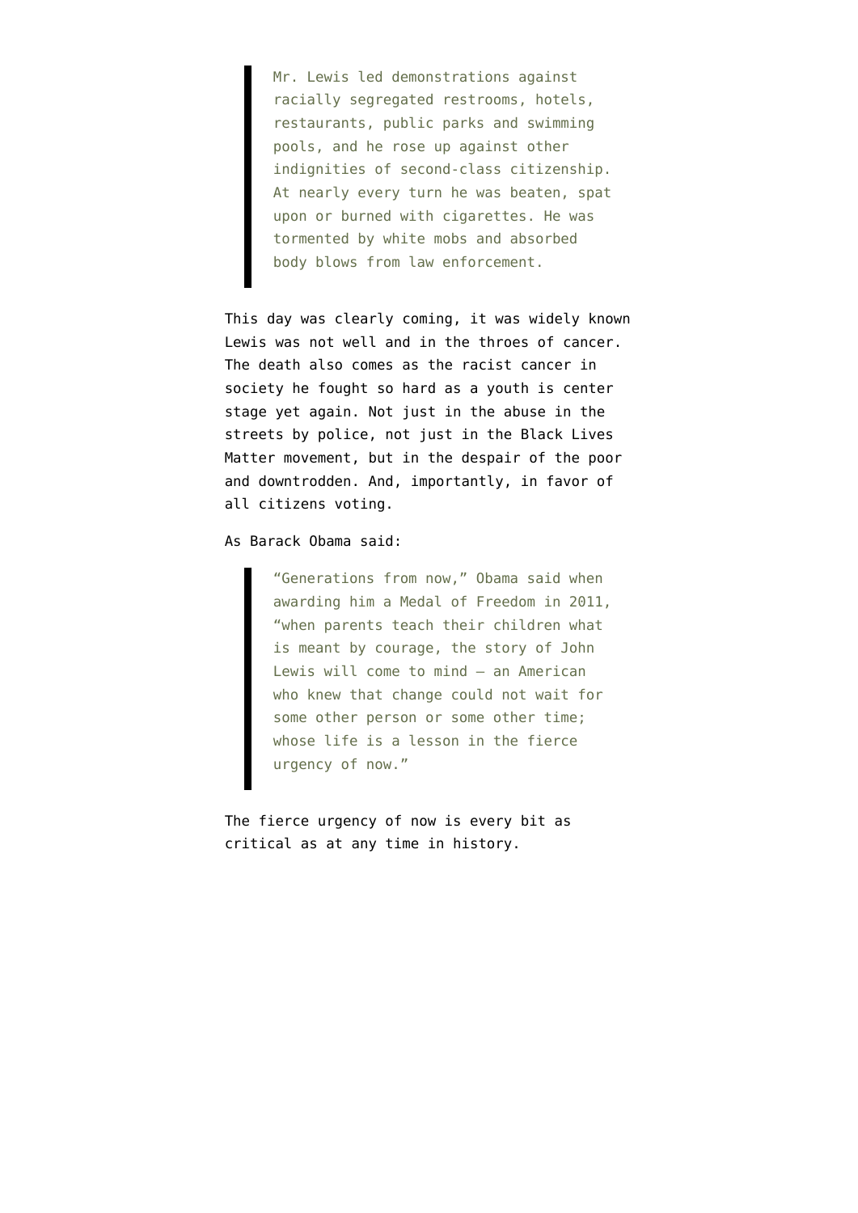> Mr. Lewis led demonstrations against racially segregated restrooms, hotels, restaurants, public parks and swimming pools, and he rose up against other indignities of second-class citizenship. At nearly every turn he was beaten, spat upon or burned with cigarettes. He was tormented by white mobs and absorbed body blows from law enforcement.

This day was clearly coming, it was widely known Lewis was not well and in the throes of cancer. The death also comes as the racist cancer in society he fought so hard as a youth is center stage yet again. Not just in the abuse in the streets by police, not just in the Black Lives Matter movement, but in the despair of the poor and downtrodden. And, importantly, in favor of all citizens voting.

As Barack Obama said:

> “Generations from now,” Obama said when awarding him a Medal of Freedom in 2011, “when parents teach their children what is meant by courage, the story of John Lewis will come to mind — an American who knew that change could not wait for some other person or some other time; whose life is a lesson in the fierce urgency of now.”

The fierce urgency of now is every bit as critical as at any time in history.